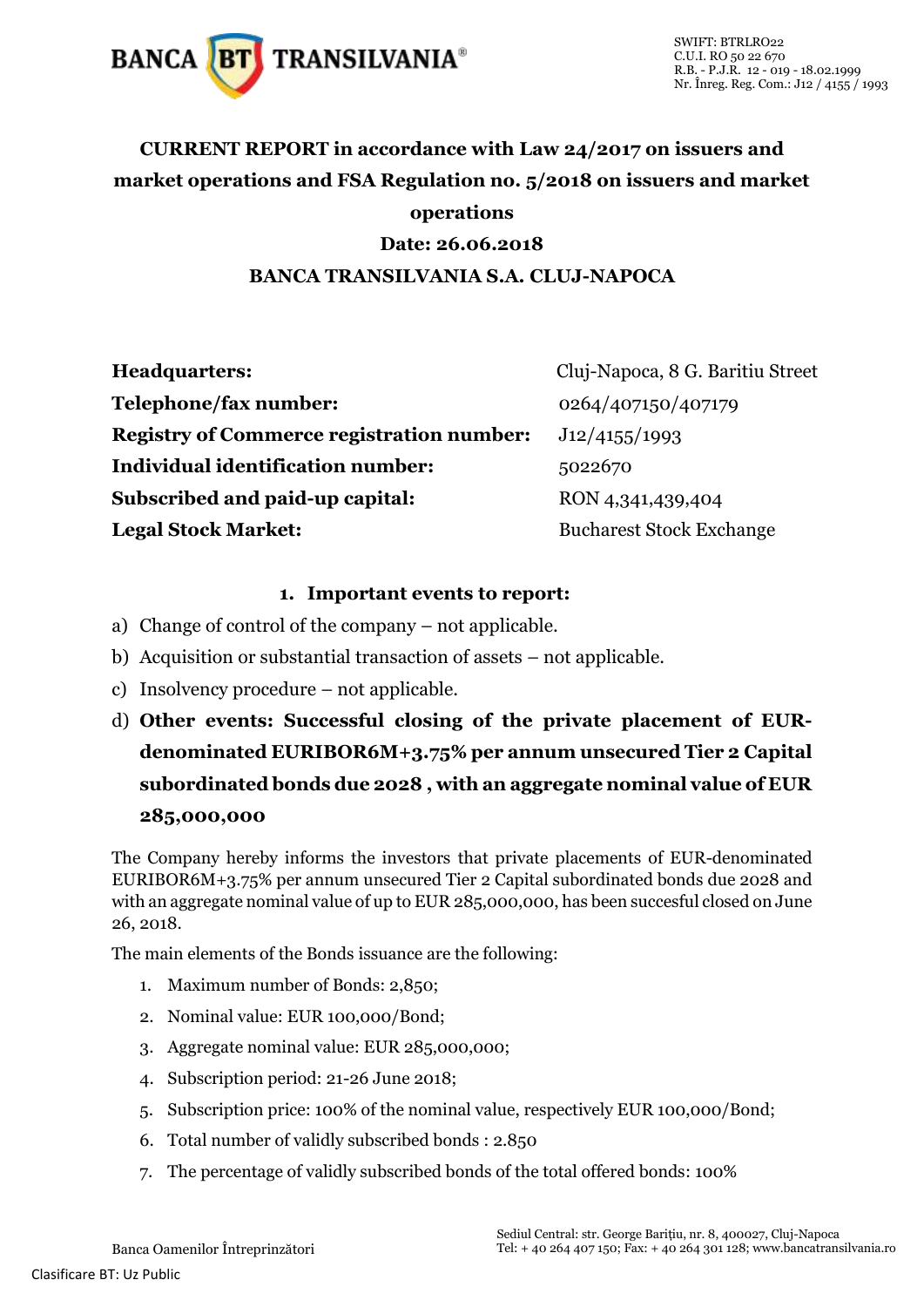BANCA BT TRANSILVANIA®

SWIFT: BTRLRO22
C.U.I. RO 50 22 670
R.B. - P.J.R. 12 - 019 - 18.02.1999
Nr. Înreg. Reg. Com.: J12 / 4155 / 1993

**CURRENT REPORT in accordance with Law 24/2017 on issuers and market operations and FSA Regulation no. 5/2018 on issuers and market operations**

**Date: 26.06.2018**

**BANCA TRANSILVANIA S.A. CLUJ-NAPOCA**

| | |
|---|---|
| **Headquarters:** | Cluj-Napoca, 8 G. Baritiu Street |
| **Telephone/fax number:** | 0264/407150/407179 |
| **Registry of Commerce registration number:** | J12/4155/1993 |
| **Individual identification number:** | 5022670 |
| **Subscribed and paid-up capital:** | RON 4,341,439,404 |
| **Legal Stock Market:** | Bucharest Stock Exchange |

**1. Important events to report:**

a) Change of control of the company – not applicable.

b) Acquisition or substantial transaction of assets – not applicable.

c) Insolvency procedure – not applicable.

d) **Other events: Successful closing of the private placement of EUR-denominated EURIBOR6M+3.75% per annum unsecured Tier 2 Capital subordinated bonds due 2028 , with an aggregate nominal value of EUR 285,000,000**

The Company hereby informs the investors that private placements of EUR-denominated EURIBOR6M+3.75% per annum unsecured Tier 2 Capital subordinated bonds due 2028 and with an aggregate nominal value of up to EUR 285,000,000, has been succesful closed on June 26, 2018.

The main elements of the Bonds issuance are the following:

1. Maximum number of Bonds: 2,850;
2. Nominal value: EUR 100,000/Bond;
3. Aggregate nominal value: EUR 285,000,000;
4. Subscription period: 21-26 June 2018;
5. Subscription price: 100% of the nominal value, respectively EUR 100,000/Bond;
6. Total number of validly subscribed bonds : 2.850
7. The percentage of validly subscribed bonds of the total offered bonds: 100%

Banca Oamenilor Întreprinzători

Sediul Central: str. George Barițiu, nr. 8, 400027, Cluj-Napoca
Tel: + 40 264 407 150; Fax: + 40 264 301 128; www.bancatransilvania.ro

Clasificare BT: Uz Public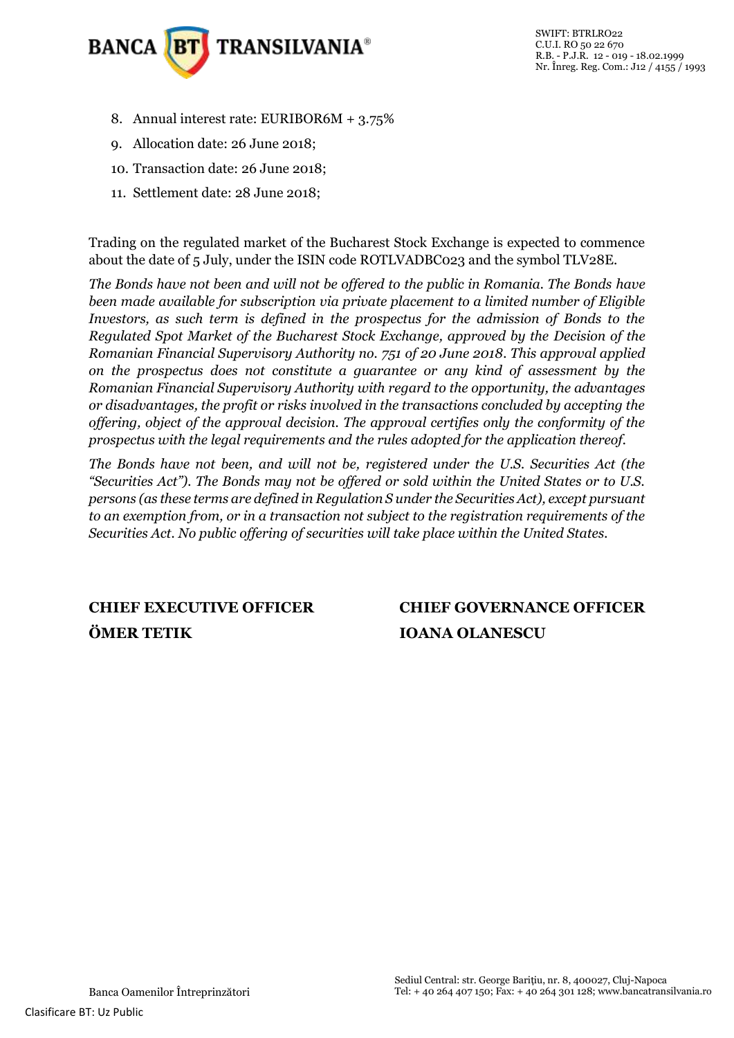8. Annual interest rate: EURIBOR6M + 3.75%
9. Allocation date: 26 June 2018;
10. Transaction date: 26 June 2018;
11. Settlement date: 28 June 2018;

Trading on the regulated market of the Bucharest Stock Exchange is expected to commence about the date of 5 July, under the ISIN code ROTLVADBC023 and the symbol TLV28E.

*The Bonds have not been and will not be offered to the public in Romania. The Bonds have been made available for subscription via private placement to a limited number of Eligible Investors, as such term is defined in the prospectus for the admission of Bonds to the Regulated Spot Market of the Bucharest Stock Exchange, approved by the Decision of the Romanian Financial Supervisory Authority no. 751 of 20 June 2018. This approval applied on the prospectus does not constitute a guarantee or any kind of assessment by the Romanian Financial Supervisory Authority with regard to the opportunity, the advantages or disadvantages, the profit or risks involved in the transactions concluded by accepting the offering, object of the approval decision. The approval certifies only the conformity of the prospectus with the legal requirements and the rules adopted for the application thereof.*

*The Bonds have not been, and will not be, registered under the U.S. Securities Act (the "Securities Act"). The Bonds may not be offered or sold within the United States or to U.S. persons (as these terms are defined in Regulation S under the Securities Act), except pursuant to an exemption from, or in a transaction not subject to the registration requirements of the Securities Act. No public offering of securities will take place within the United States.*

**CHIEF EXECUTIVE OFFICER**
**ÖMER TETIK**

**CHIEF GOVERNANCE OFFICER**
**IOANA OLANESCU**